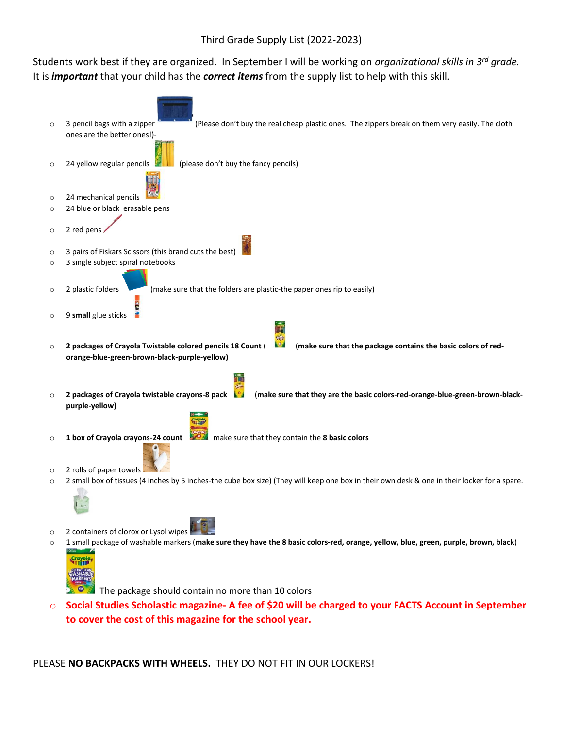# Third Grade Supply List (2022-2023)

Students work best if they are organized. In September I will be working on *organizational skills in 3rd grade.* It is ***important*** that your child has the ***correct items*** from the supply list to help with this skill.

- 3 pencil bags with a zipper (Please don't buy the real cheap plastic ones. The zippers break on them very easily. The cloth ones are the better ones!)-
- 24 yellow regular pencils (please don't buy the fancy pencils)
- 24 mechanical pencils
- 24 blue or black erasable pens
- 2 red pens
- 3 pairs of Fiskars Scissors (this brand cuts the best)
- 3 single subject spiral notebooks
- 2 plastic folders (make sure that the folders are plastic-the paper ones rip to easily)
- 9 **small** glue sticks
- **2 packages of Crayola Twistable colored pencils 18 Count ( (make sure that the package contains the basic colors of red-orange-blue-green-brown-black-purple-yellow)**
- **2 packages of Crayola twistable crayons-8 pack (make sure that they are the basic colors-red-orange-blue-green-brown-black-purple-yellow)**
- **1 box of Crayola crayons-24 count** make sure that they contain the **8 basic colors**
- 2 rolls of paper towels
- 2 small box of tissues (4 inches by 5 inches-the cube box size) (They will keep one box in their own desk & one in their locker for a spare.
- 2 containers of clorox or Lysol wipes
- 1 small package of washable markers (**make sure they have the 8 basic colors-red, orange, yellow, blue, green, purple, brown, black**)

  The package should contain no more than 10 colors
- **Social Studies Scholastic magazine- A fee of $20 will be charged to your FACTS Account in September to cover the cost of this magazine for the school year.**

PLEASE **NO BACKPACKS WITH WHEELS.** THEY DO NOT FIT IN OUR LOCKERS!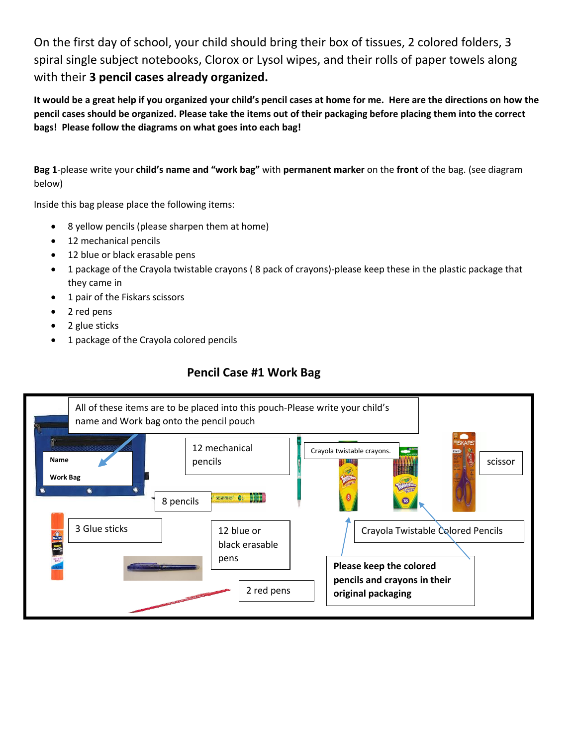On the first day of school, your child should bring their box of tissues, 2 colored folders, 3 spiral single subject notebooks, Clorox or Lysol wipes, and their rolls of paper towels along with their **3 pencil cases already organized.**

**It would be a great help if you organized your child's pencil cases at home for me. Here are the directions on how the pencil cases should be organized. Please take the items out of their packaging before placing them into the correct bags! Please follow the diagrams on what goes into each bag!**

**Bag 1**-please write your **child's name and "work bag"** with **permanent marker** on the **front** of the bag. (see diagram below)

Inside this bag please place the following items:

- 8 yellow pencils (please sharpen them at home)
- 12 mechanical pencils
- 12 blue or black erasable pens
- 1 package of the Crayola twistable crayons ( 8 pack of crayons)-please keep these in the plastic package that they came in
- 1 pair of the Fiskars scissors
- 2 red pens
- 2 glue sticks
- 1 package of the Crayola colored pencils

## Pencil Case #1 Work Bag

All of these items are to be placed into this pouch-Please write your child's name and Work bag onto the pencil pouch

Name

Work Bag

12 mechanical pencils

8 pencils

Crayola twistable crayons.

scissor

3 Glue sticks

12 blue or black erasable pens

Crayola Twistable Colored Pencils

2 red pens

**Please keep the colored pencils and crayons in their original packaging**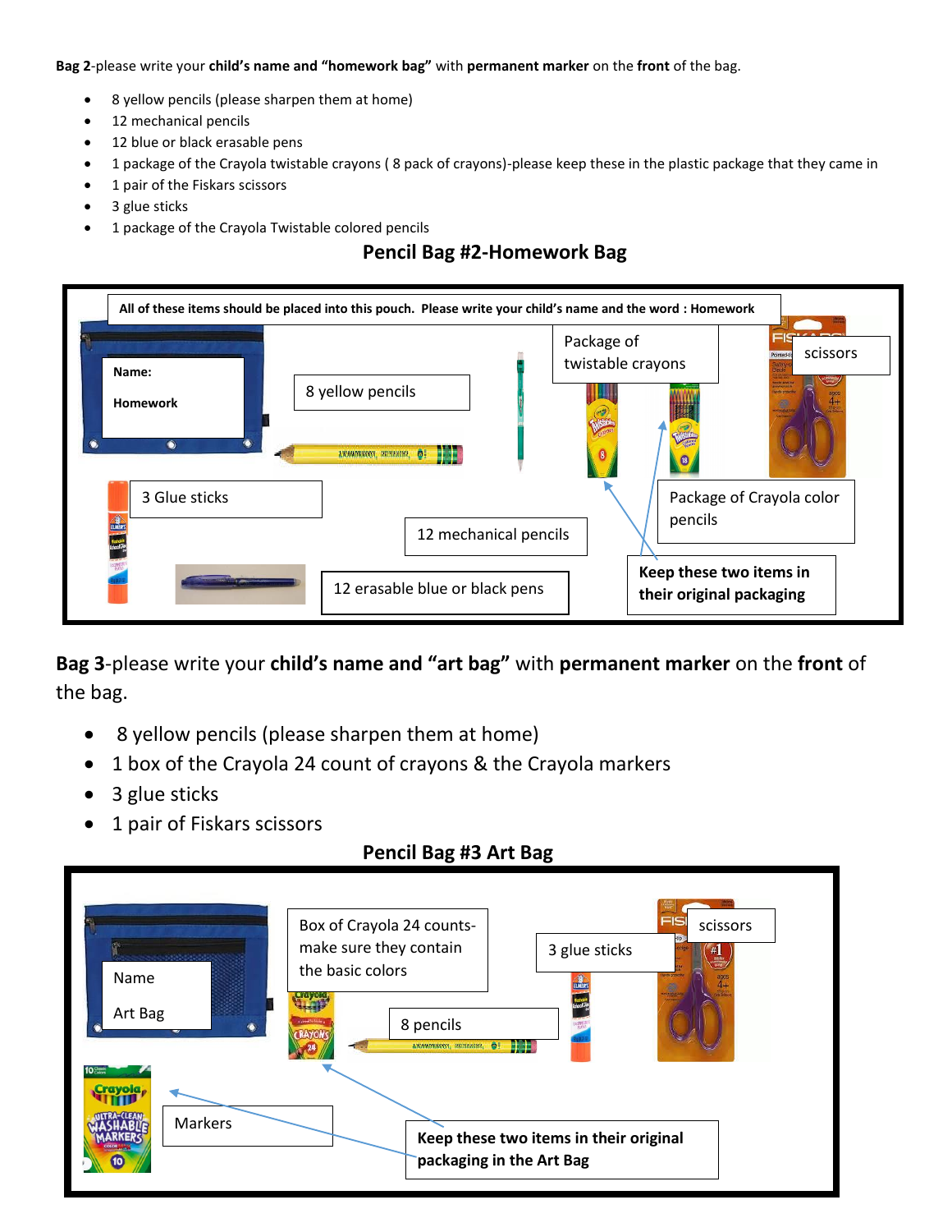**Bag 2**-please write your **child's name and "homework bag"** with **permanent marker** on the **front** of the bag.

- 8 yellow pencils (please sharpen them at home)
- 12 mechanical pencils
- 12 blue or black erasable pens
- 1 package of the Crayola twistable crayons ( 8 pack of crayons)-please keep these in the plastic package that they came in
- 1 pair of the Fiskars scissors
- 3 glue sticks
- 1 package of the Crayola Twistable colored pencils

## Pencil Bag #2-Homework Bag

**All of these items should be placed into this pouch. Please write your child's name and the word : Homework**

**Name:**

**Homework**

8 yellow pencils

Package of twistable crayons

scissors

3 Glue sticks

12 mechanical pencils

Package of Crayola color pencils

12 erasable blue or black pens

**Keep these two items in their original packaging**

**Bag 3**-please write your **child's name and "art bag"** with **permanent marker** on the **front** of the bag.

- 8 yellow pencils (please sharpen them at home)
- 1 box of the Crayola 24 count of crayons & the Crayola markers
- 3 glue sticks
- 1 pair of Fiskars scissors

## Pencil Bag #3 Art Bag

Name

Art Bag

Box of Crayola 24 counts-make sure they contain the basic colors

3 glue sticks

scissors

8 pencils

Markers

**Keep these two items in their original packaging in the Art Bag**